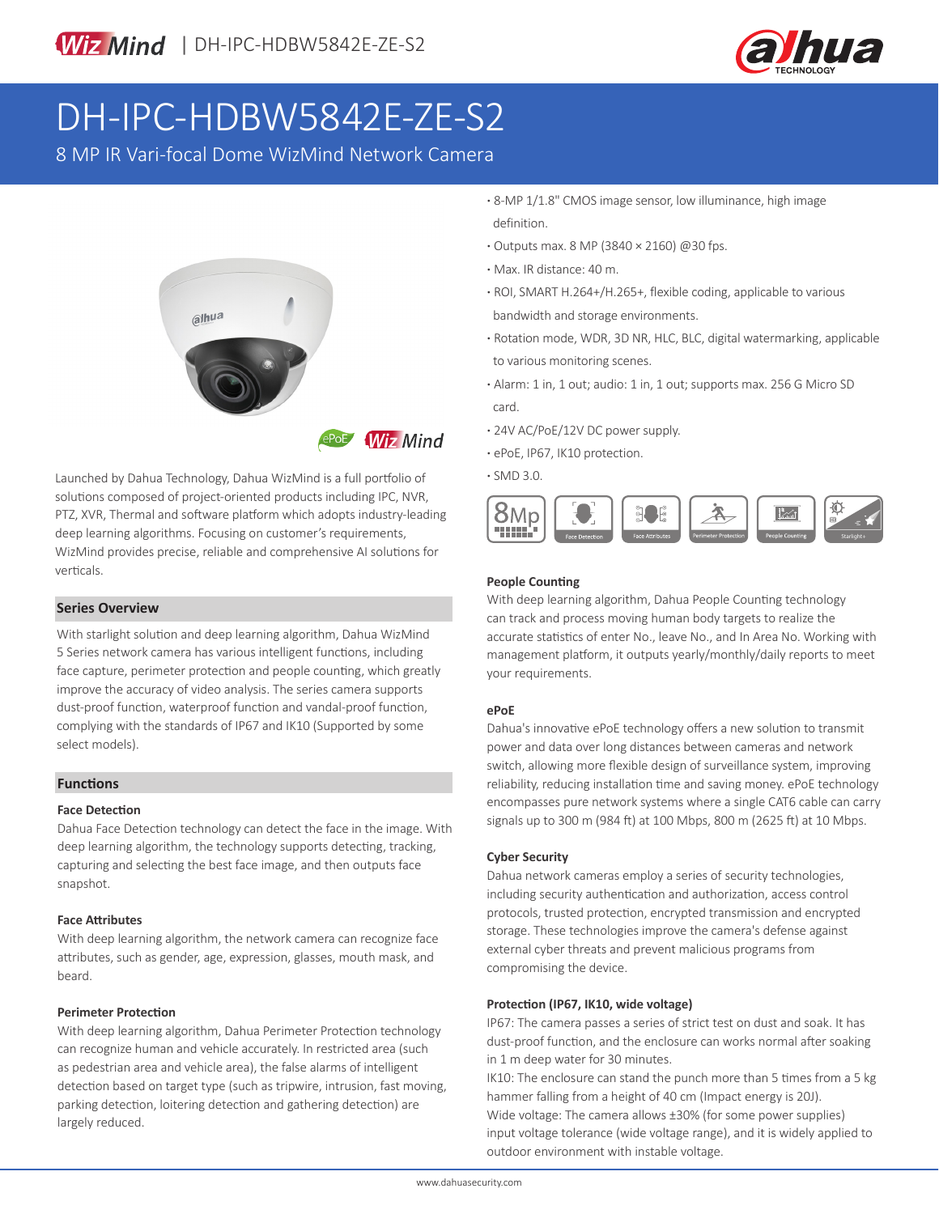# DH-IPC-HDBW5842E-ZE-S2

## 8 MP IR Vari-focal Dome WizMind Network Camera

- 8-MP 1/1.8" CMOS image sensor, low illuminance, high image definition.
- Outputs max. 8 MP (3840 × 2160) @30 fps.
- Max. IR distance: 40 m.
- ROI, SMART H.264+/H.265+, flexible coding, applicable to various bandwidth and storage environments.
- Rotation mode, WDR, 3D NR, HLC, BLC, digital watermarking, applicable to various monitoring scenes.
- Alarm: 1 in, 1 out; audio: 1 in, 1 out; supports max. 256 G Micro SD card.
- 24V AC/PoE/12V DC power supply.
- ePoE, IP67, IK10 protection.
- SMD 3.0.

Launched by Dahua Technology, Dahua WizMind is a full portfolio of solutions composed of project-oriented products including IPC, NVR, PTZ, XVR, Thermal and software platform which adopts industry-leading deep learning algorithms. Focusing on customer's requirements, WizMind provides precise, reliable and comprehensive AI solutions for verticals.

### Series Overview

With starlight solution and deep learning algorithm, Dahua WizMind 5 Series network camera has various intelligent functions, including face capture, perimeter protection and people counting, which greatly improve the accuracy of video analysis. The series camera supports dust-proof function, waterproof function and vandal-proof function, complying with the standards of IP67 and IK10 (Supported by some select models).

### Functions

**Face Detection**

Dahua Face Detection technology can detect the face in the image. With deep learning algorithm, the technology supports detecting, tracking, capturing and selecting the best face image, and then outputs face snapshot.

**Face Attributes**

With deep learning algorithm, the network camera can recognize face attributes, such as gender, age, expression, glasses, mouth mask, and beard.

**Perimeter Protection**

With deep learning algorithm, Dahua Perimeter Protection technology can recognize human and vehicle accurately. In restricted area (such as pedestrian area and vehicle area), the false alarms of intelligent detection based on target type (such as tripwire, intrusion, fast moving, parking detection, loitering detection and gathering detection) are largely reduced.

**People Counting**

With deep learning algorithm, Dahua People Counting technology can track and process moving human body targets to realize the accurate statistics of enter No., leave No., and In Area No. Working with management platform, it outputs yearly/monthly/daily reports to meet your requirements.

**ePoE**

Dahua's innovative ePoE technology offers a new solution to transmit power and data over long distances between cameras and network switch, allowing more flexible design of surveillance system, improving reliability, reducing installation time and saving money. ePoE technology encompasses pure network systems where a single CAT6 cable can carry signals up to 300 m (984 ft) at 100 Mbps, 800 m (2625 ft) at 10 Mbps.

**Cyber Security**

Dahua network cameras employ a series of security technologies, including security authentication and authorization, access control protocols, trusted protection, encrypted transmission and encrypted storage. These technologies improve the camera's defense against external cyber threats and prevent malicious programs from compromising the device.

**Protection (IP67, IK10, wide voltage)**

IP67: The camera passes a series of strict test on dust and soak. It has dust-proof function, and the enclosure can works normal after soaking in 1 m deep water for 30 minutes.

IK10: The enclosure can stand the punch more than 5 times from a 5 kg hammer falling from a height of 40 cm (Impact energy is 20J).

Wide voltage: The camera allows ±30% (for some power supplies) input voltage tolerance (wide voltage range), and it is widely applied to outdoor environment with instable voltage.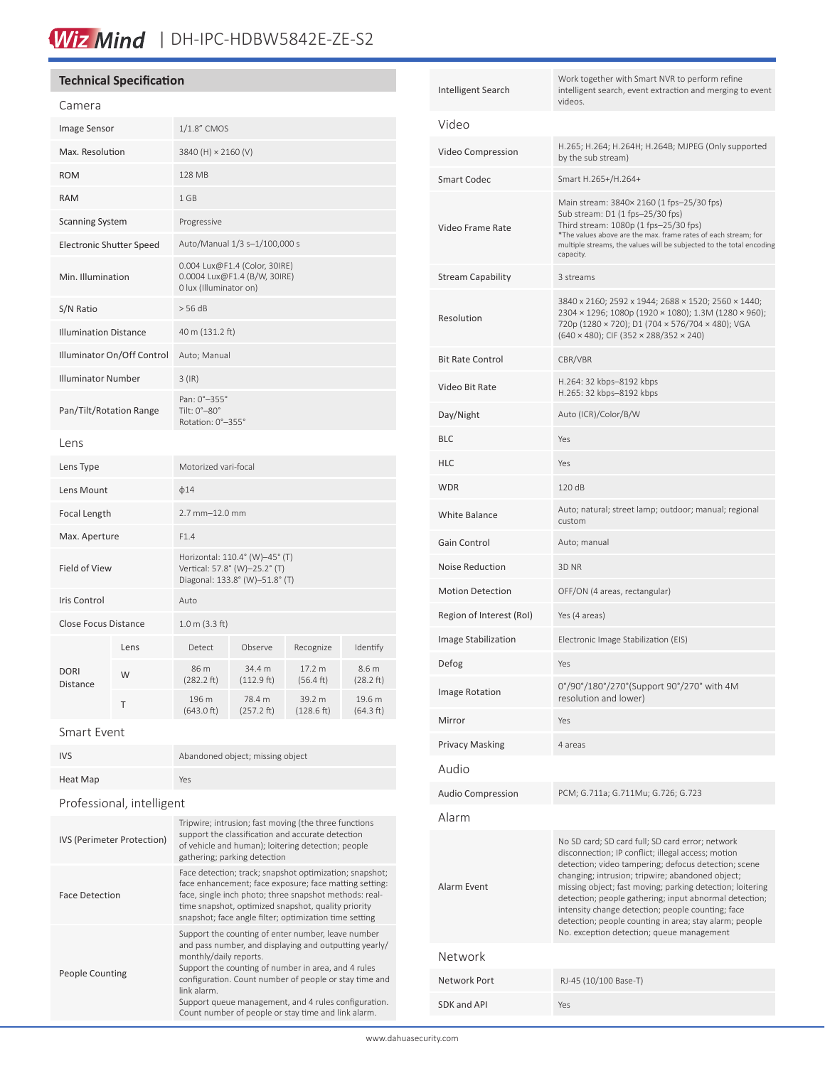## Technical Specification

### Camera

| | |
|---|---|
| Image Sensor | 1/1.8" CMOS |
| Max. Resolution | 3840 (H) × 2160 (V) |
| ROM | 128 MB |
| RAM | 1 GB |
| Scanning System | Progressive |
| Electronic Shutter Speed | Auto/Manual 1/3 s–1/100,000 s |
| Min. Illumination | 0.004 Lux@F1.4 (Color, 30IRE)<br>0.0004 Lux@F1.4 (B/W, 30IRE)<br>0 lux (Illuminator on) |
| S/N Ratio | > 56 dB |
| Illumination Distance | 40 m (131.2 ft) |
| Illuminator On/Off Control | Auto; Manual |
| Illuminator Number | 3 (IR) |
| Pan/Tilt/Rotation Range | Pan: 0°–355°<br>Tilt: 0°–80°<br>Rotation: 0°–355° |

### Lens

| | |
|---|---|
| Lens Type | Motorized vari-focal |
| Lens Mount | ϕ14 |
| Focal Length | 2.7 mm–12.0 mm |
| Max. Aperture | F1.4 |
| Field of View | Horizontal: 110.4° (W)–45° (T)<br>Vertical: 57.8° (W)–25.2° (T)<br>Diagonal: 133.8° (W)–51.8° (T) |
| Iris Control | Auto |
| Close Focus Distance | 1.0 m (3.3 ft) |

| DORI Distance | Lens | Detect | Observe | Recognize | Identify |
|---|---|---|---|---|---|
| | W | 86 m (282.2 ft) | 34.4 m (112.9 ft) | 17.2 m (56.4 ft) | 8.6 m (28.2 ft) |
| | T | 196 m (643.0 ft) | 78.4 m (257.2 ft) | 39.2 m (128.6 ft) | 19.6 m (64.3 ft) |

### Smart Event

| | |
|---|---|
| IVS | Abandoned object; missing object |
| Heat Map | Yes |

### Professional, intelligent

| | |
|---|---|
| IVS (Perimeter Protection) | Tripwire; intrusion; fast moving (the three functions support the classification and accurate detection of vehicle and human); loitering detection; people gathering; parking detection |
| Face Detection | Face detection; track; snapshot optimization; snapshot; face enhancement; face exposure; face matting setting: face, single inch photo; three snapshot methods: real-time snapshot, optimized snapshot, quality priority snapshot; face angle filter; optimization time setting |
| People Counting | Support the counting of enter number, leave number and pass number, and displaying and outputting yearly/monthly/daily reports.<br>Support the counting of number in area, and 4 rules configuration. Count number of people or stay time and link alarm.<br>Support queue management, and 4 rules configuration. Count number of people or stay time and link alarm. |
| Intelligent Search | Work together with Smart NVR to perform refine intelligent search, event extraction and merging to event videos. |

### Video

| | |
|---|---|
| Video Compression | H.265; H.264; H.264H; H.264B; MJPEG (Only supported by the sub stream) |
| Smart Codec | Smart H.265+/H.264+ |
| Video Frame Rate | Main stream: 3840× 2160 (1 fps–25/30 fps)<br>Sub stream: D1 (1 fps–25/30 fps)<br>Third stream: 1080p (1 fps–25/30 fps)<br>*The values above are the max. frame rates of each stream; for multiple streams, the values will be subjected to the total encoding capacity. |
| Stream Capability | 3 streams |
| Resolution | 3840 x 2160; 2592 x 1944; 2688 × 1520; 2560 × 1440; 2304 × 1296; 1080p (1920 × 1080); 1.3M (1280 × 960); 720p (1280 × 720); D1 (704 × 576/704 × 480); VGA (640 × 480); CIF (352 × 288/352 × 240) |
| Bit Rate Control | CBR/VBR |
| Video Bit Rate | H.264: 32 kbps–8192 kbps<br>H.265: 32 kbps–8192 kbps |
| Day/Night | Auto (ICR)/Color/B/W |
| BLC | Yes |
| HLC | Yes |
| WDR | 120 dB |
| White Balance | Auto; natural; street lamp; outdoor; manual; regional custom |
| Gain Control | Auto; manual |
| Noise Reduction | 3D NR |
| Motion Detection | OFF/ON (4 areas, rectangular) |
| Region of Interest (RoI) | Yes (4 areas) |
| Image Stabilization | Electronic Image Stabilization (EIS) |
| Defog | Yes |
| Image Rotation | 0°/90°/180°/270°(Support 90°/270° with 4M resolution and lower) |
| Mirror | Yes |
| Privacy Masking | 4 areas |

### Audio

| | |
|---|---|
| Audio Compression | PCM; G.711a; G.711Mu; G.726; G.723 |

### Alarm

| | |
|---|---|
| Alarm Event | No SD card; SD card full; SD card error; network disconnection; IP conflict; illegal access; motion detection; video tampering; defocus detection; scene changing; intrusion; tripwire; abandoned object; missing object; fast moving; parking detection; loitering detection; people gathering; input abnormal detection; intensity change detection; people counting; face detection; people counting in area; stay alarm; people No. exception detection; queue management |

### Network

| | |
|---|---|
| Network Port | RJ-45 (10/100 Base-T) |
| SDK and API | Yes |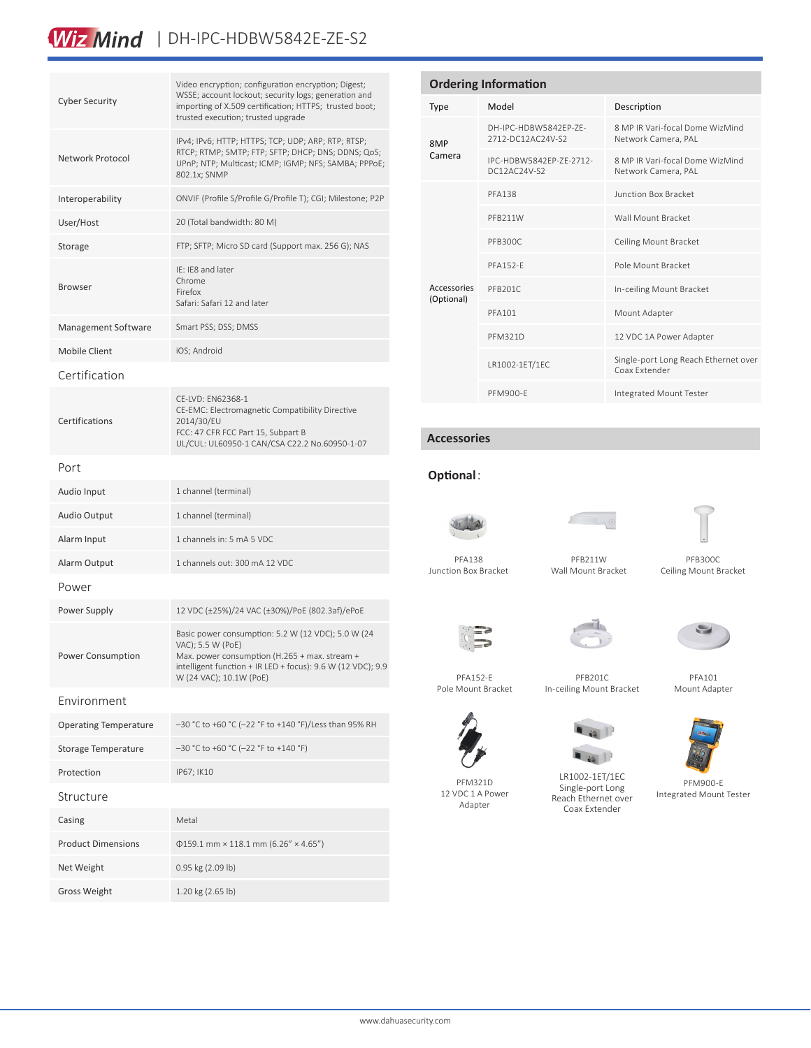| | |
|---|---|
| Cyber Security | Video encryption; configuration encryption; Digest; WSSE; account lockout; security logs; generation and importing of X.509 certification; HTTPS; trusted boot; trusted execution; trusted upgrade |
| Network Protocol | IPv4; IPv6; HTTP; HTTPS; TCP; UDP; ARP; RTP; RTSP; RTCP; RTMP; SMTP; FTP; SFTP; DHCP; DNS; DDNS; QoS; UPnP; NTP; Multicast; ICMP; IGMP; NFS; SAMBA; PPPoE; 802.1x; SNMP |
| Interoperability | ONVIF (Profile S/Profile G/Profile T); CGI; Milestone; P2P |
| User/Host | 20 (Total bandwidth: 80 M) |
| Storage | FTP; SFTP; Micro SD card (Support max. 256 G); NAS |
| Browser | IE: IE8 and later<br>Chrome<br>Firefox<br>Safari: Safari 12 and later |
| Management Software | Smart PSS; DSS; DMSS |
| Mobile Client | iOS; Android |

## Certification

| | |
|---|---|
| Certifications | CE-LVD: EN62368-1<br>CE-EMC: Electromagnetic Compatibility Directive 2014/30/EU<br>FCC: 47 CFR FCC Part 15, Subpart B<br>UL/CUL: UL60950-1 CAN/CSA C22.2 No.60950-1-07 |

## Port

| | |
|---|---|
| Audio Input | 1 channel (terminal) |
| Audio Output | 1 channel (terminal) |
| Alarm Input | 1 channels in: 5 mA 5 VDC |
| Alarm Output | 1 channels out: 300 mA 12 VDC |

## Power

| | |
|---|---|
| Power Supply | 12 VDC (±25%)/24 VAC (±30%)/PoE (802.3af)/ePoE |
| Power Consumption | Basic power consumption: 5.2 W (12 VDC); 5.0 W (24 VAC); 5.5 W (PoE)<br>Max. power consumption (H.265 + max. stream + intelligent function + IR LED + focus): 9.6 W (12 VDC); 9.9 W (24 VAC); 10.1W (PoE) |

## Environment

| | |
|---|---|
| Operating Temperature | –30 °C to +60 °C (–22 °F to +140 °F)/Less than 95% RH |
| Storage Temperature | –30 °C to +60 °C (–22 °F to +140 °F) |
| Protection | IP67; IK10 |

## Structure

| | |
|---|---|
| Casing | Metal |
| Product Dimensions | Φ159.1 mm × 118.1 mm (6.26" × 4.65") |
| Net Weight | 0.95 kg (2.09 lb) |
| Gross Weight | 1.20 kg (2.65 lb) |

## Ordering Information

| Type | Model | Description |
|---|---|---|
| 8MP Camera | DH-IPC-HDBW5842EP-ZE-2712-DC12AC24V-S2 | 8 MP IR Vari-focal Dome WizMind Network Camera, PAL |
| | IPC-HDBW5842EP-ZE-2712-DC12AC24V-S2 | 8 MP IR Vari-focal Dome WizMind Network Camera, PAL |
| Accessories (Optional) | PFA138 | Junction Box Bracket |
| | PFB211W | Wall Mount Bracket |
| | PFB300C | Ceiling Mount Bracket |
| | PFA152-E | Pole Mount Bracket |
| | PFB201C | In-ceiling Mount Bracket |
| | PFA101 | Mount Adapter |
| | PFM321D | 12 VDC 1A Power Adapter |
| | LR1002-1ET/1EC | Single-port Long Reach Ethernet over Coax Extender |
| | PFM900-E | Integrated Mount Tester |

## Accessories

### Optional:

PFA138
Junction Box Bracket

PFB211W
Wall Mount Bracket

PFB300C
Ceiling Mount Bracket

PFA152-E
Pole Mount Bracket

PFB201C
In-ceiling Mount Bracket

PFA101
Mount Adapter

PFM321D
12 VDC 1 A Power Adapter

LR1002-1ET/1EC
Single-port Long Reach Ethernet over Coax Extender

PFM900-E
Integrated Mount Tester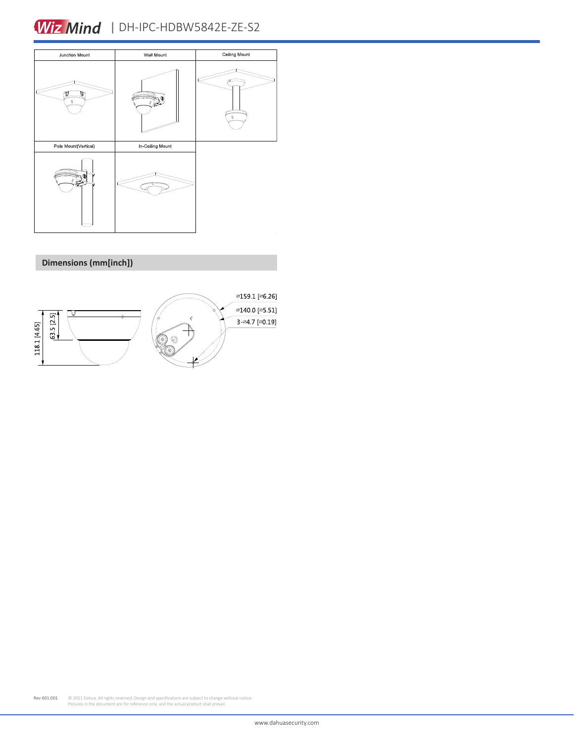| Junction Mount | Wall Mount | Ceiling Mount |
| --- | --- | --- |
| | | |
| Pole Mount(Vertical) | In-Ceiling Mount | |
| | | |

## Dimensions (mm[inch])

118.1 [4.65]

63.5 [2.5]

⌀159.1 [⌀6.26]

⌀140.0 [⌀5.51]

3-⌀4.7 [⌀0.19]

Rev 001.001

© 2021 Dahua. All rights reserved. Design and specifications are subject to change without notice.
Pictures in the document are for reference only, and the actual product shall prevail.